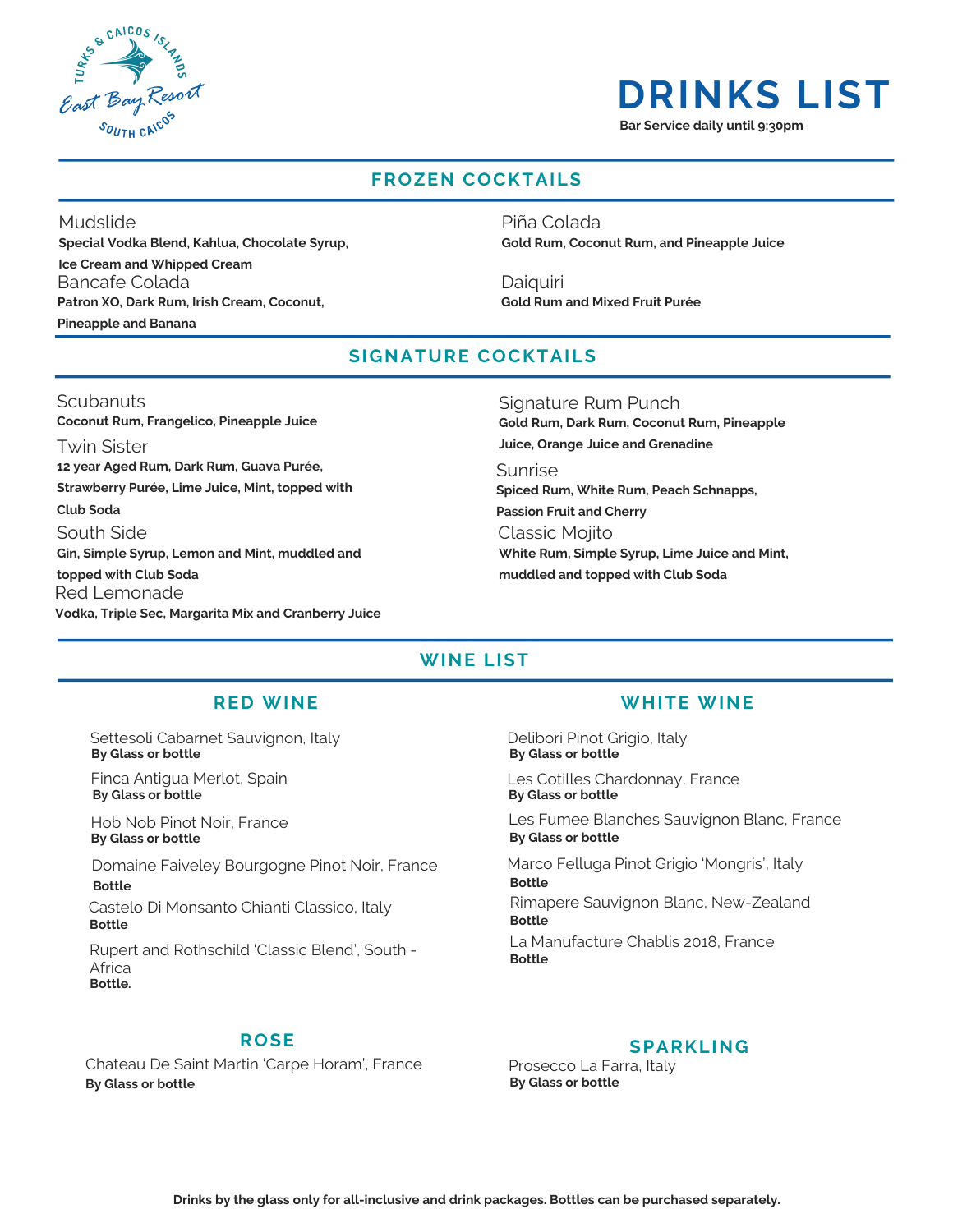# DRINKS LIST

**Bar Service daily until 9:30pm**

## FROZEN COCKTAILS

Mudslide
**Special Vodka Blend, Kahlua, Chocolate Syrup, Ice Cream and Whipped Cream**

Bancafe Colada
**Patron XO, Dark Rum, Irish Cream, Coconut, Pineapple and Banana**

Piña Colada
**Gold Rum, Coconut Rum, and Pineapple Juice**

Daiquiri
**Gold Rum and Mixed Fruit Purée**

## SIGNATURE COCKTAILS

Scubanuts
**Coconut Rum, Frangelico, Pineapple Juice**

Twin Sister
**12 year Aged Rum, Dark Rum, Guava Purée, Strawberry Purée, Lime Juice, Mint, topped with Club Soda**

South Side
**Gin, Simple Syrup, Lemon and Mint, muddled and topped with Club Soda**

Red Lemonade
**Vodka, Triple Sec, Margarita Mix and Cranberry Juice**

Signature Rum Punch
**Gold Rum, Dark Rum, Coconut Rum, Pineapple Juice, Orange Juice and Grenadine**

Sunrise
**Spiced Rum, White Rum, Peach Schnapps, Passion Fruit and Cherry**

Classic Mojito
**White Rum, Simple Syrup, Lime Juice and Mint, muddled and topped with Club Soda**

## WINE LIST

### RED WINE

Settesoli Cabernet Sauvignon, Italy
**By Glass or bottle**

Finca Antigua Merlot, Spain
**By Glass or bottle**

Hob Nob Pinot Noir, France
**By Glass or bottle**

Domaine Faiveley Bourgogne Pinot Noir, France
**Bottle**

Castelo Di Monsanto Chianti Classico, Italy
**Bottle**

Rupert and Rothschild 'Classic Blend', South - Africa
**Bottle.**

### WHITE WINE

Delibori Pinot Grigio, Italy
**By Glass or bottle**

Les Cotilles Chardonnay, France
**By Glass or bottle**

Les Fumee Blanches Sauvignon Blanc, France
**By Glass or bottle**

Marco Felluga Pinot Grigio 'Mongris', Italy
**Bottle**

Rimapere Sauvignon Blanc, New-Zealand
**Bottle**

La Manufacture Chablis 2018, France
**Bottle**

### ROSE

Chateau De Saint Martin 'Carpe Horam', France
**By Glass or bottle**

### SPARKLING

Prosecco La Farra, Italy
**By Glass or bottle**

**Drinks by the glass only for all-inclusive and drink packages. Bottles can be purchased separately.**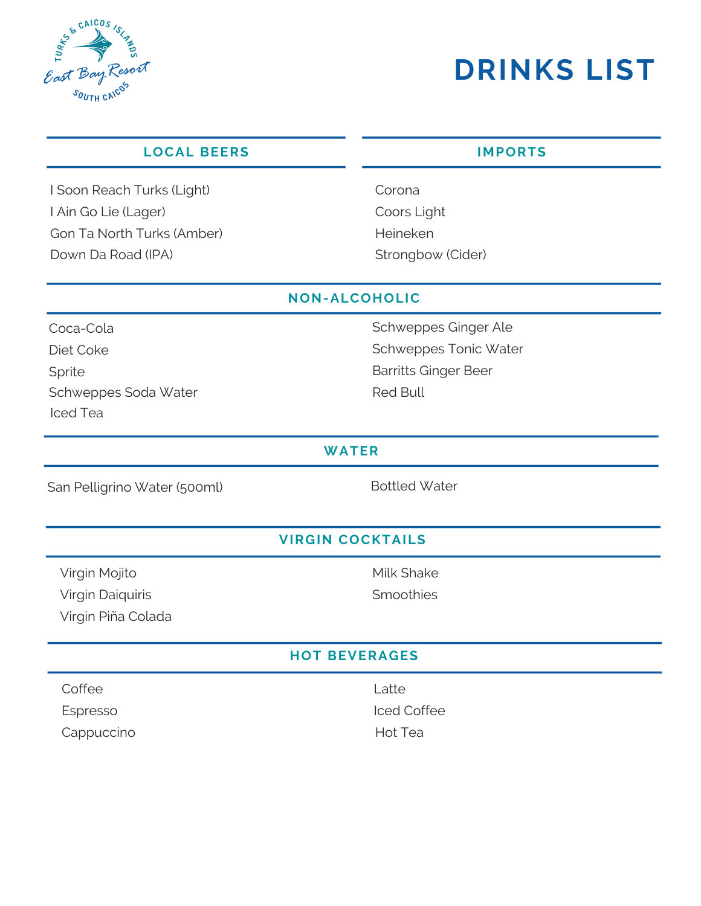# DRINKS LIST

## LOCAL BEERS

I Soon Reach Turks (Light)
I Ain Go Lie (Lager)
Gon Ta North Turks (Amber)
Down Da Road (IPA)

## IMPORTS

Corona
Coors Light
Heineken
Strongbow (Cider)

## NON-ALCOHOLIC

Coca-Cola
Diet Coke
Sprite
Schweppes Soda Water
Iced Tea
Schweppes Ginger Ale
Schweppes Tonic Water
Barritts Ginger Beer
Red Bull

## WATER

San Pelligrino Water (500ml)
Bottled Water

## VIRGIN COCKTAILS

Virgin Mojito
Virgin Daiquiris
Virgin Piña Colada
Milk Shake
Smoothies

## HOT BEVERAGES

Coffee
Espresso
Cappuccino
Latte
Iced Coffee
Hot Tea